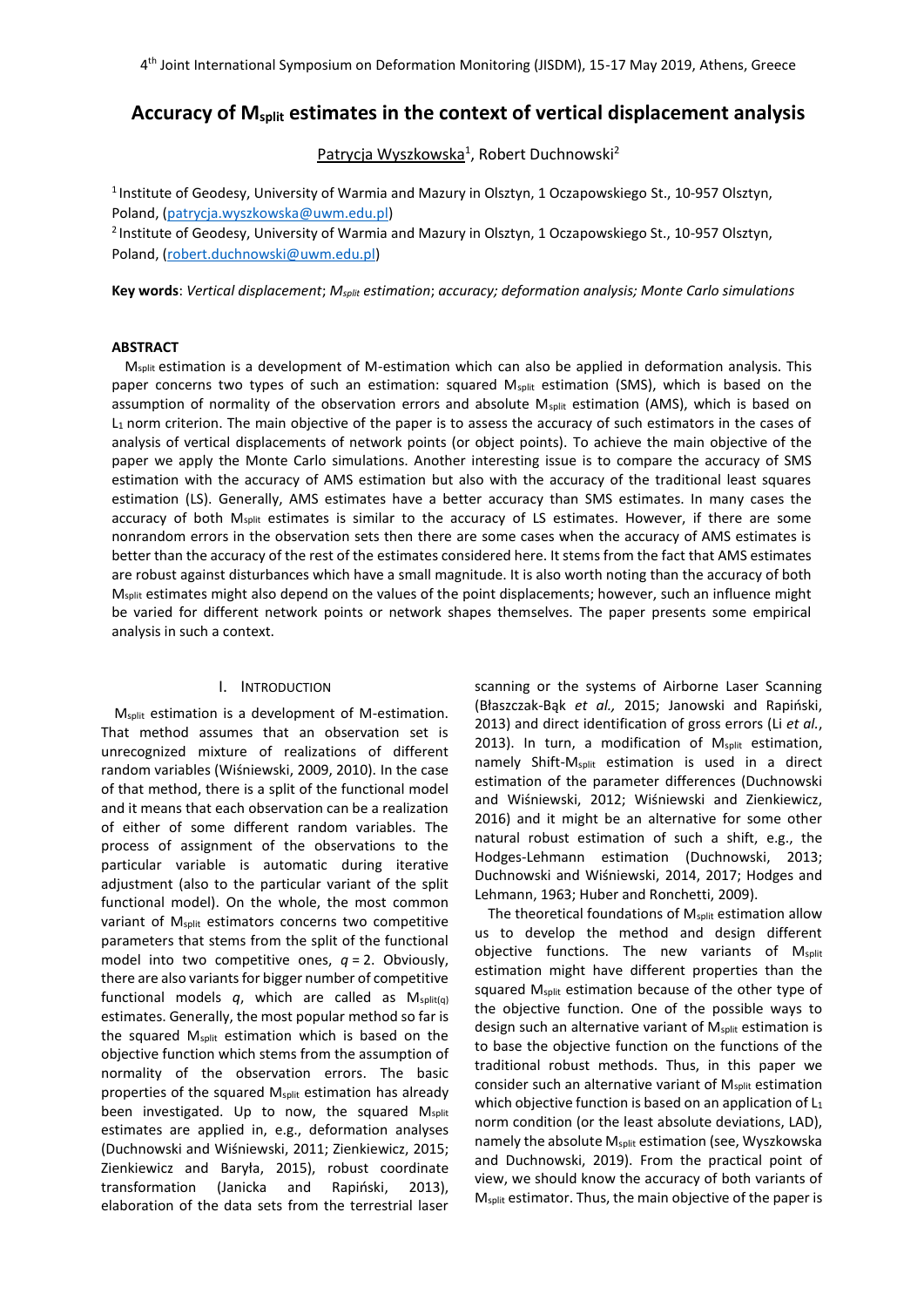# Accuracy of $M_{split}$ estimates in the context of vertical displacement analysis

Patrycja Wyszkowska[1], Robert Duchnowski[2]

[1] Institute of Geodesy, University of Warmia and Mazury in Olsztyn, 1 Oczapowskiego St., 10-957 Olsztyn, Poland, (patrycja.wyszkowska@uwm.edu.pl)

[2] Institute of Geodesy, University of Warmia and Mazury in Olsztyn, 1 Oczapowskiego St., 10-957 Olsztyn, Poland, (robert.duchnowski@uwm.edu.pl)

**Key words**: *Vertical displacement*; *$M_{split}$ estimation*; *accuracy; deformation analysis; Monte Carlo simulations*

## ABSTRACT

$M_{split}$ estimation is a development of M-estimation which can also be applied in deformation analysis. This paper concerns two types of such an estimation: squared $M_{split}$ estimation (SMS), which is based on the assumption of normality of the observation errors and absolute $M_{split}$ estimation (AMS), which is based on $L_1$ norm criterion. The main objective of the paper is to assess the accuracy of such estimators in the cases of analysis of vertical displacements of network points (or object points). To achieve the main objective of the paper we apply the Monte Carlo simulations. Another interesting issue is to compare the accuracy of SMS estimation with the accuracy of AMS estimation but also with the accuracy of the traditional least squares estimation (LS). Generally, AMS estimates have a better accuracy than SMS estimates. In many cases the accuracy of both $M_{split}$ estimates is similar to the accuracy of LS estimates. However, if there are some nonrandom errors in the observation sets then there are some cases when the accuracy of AMS estimates is better than the accuracy of the rest of the estimates considered here. It stems from the fact that AMS estimates are robust against disturbances which have a small magnitude. It is also worth noting than the accuracy of both $M_{split}$ estimates might also depend on the values of the point displacements; however, such an influence might be varied for different network points or network shapes themselves. The paper presents some empirical analysis in such a context.

## I. Introduction

$M_{split}$ estimation is a development of M-estimation. That method assumes that an observation set is unrecognized mixture of realizations of different random variables (Wiśniewski, 2009, 2010). In the case of that method, there is a split of the functional model and it means that each observation can be a realization of either of some different random variables. The process of assignment of the observations to the particular variable is automatic during iterative adjustment (also to the particular variant of the split functional model). On the whole, the most common variant of $M_{split}$ estimators concerns two competitive parameters that stems from the split of the functional model into two competitive ones, $q = 2$. Obviously, there are also variants for bigger number of competitive functional models $q$, which are called as $M_{split(q)}$ estimates. Generally, the most popular method so far is the squared $M_{split}$ estimation which is based on the objective function which stems from the assumption of normality of the observation errors. The basic properties of the squared $M_{split}$ estimation has already been investigated. Up to now, the squared $M_{split}$ estimates are applied in, e.g., deformation analyses (Duchnowski and Wiśniewski, 2011; Zienkiewicz, 2015; Zienkiewicz and Baryła, 2015), robust coordinate transformation (Janicka and Rapiński, 2013), elaboration of the data sets from the terrestrial laser scanning or the systems of Airborne Laser Scanning (Błaszczak-Bąk *et al.,* 2015; Janowski and Rapiński, 2013) and direct identification of gross errors (Li *et al.*, 2013). In turn, a modification of $M_{split}$ estimation, namely Shift-$M_{split}$ estimation is used in a direct estimation of the parameter differences (Duchnowski and Wiśniewski, 2012; Wiśniewski and Zienkiewicz, 2016) and it might be an alternative for some other natural robust estimation of such a shift, e.g., the Hodges-Lehmann estimation (Duchnowski, 2013; Duchnowski and Wiśniewski, 2014, 2017; Hodges and Lehmann, 1963; Huber and Ronchetti, 2009).

The theoretical foundations of $M_{split}$ estimation allow us to develop the method and design different objective functions. The new variants of $M_{split}$ estimation might have different properties than the squared $M_{split}$ estimation because of the other type of the objective function. One of the possible ways to design such an alternative variant of $M_{split}$ estimation is to base the objective function on the functions of the traditional robust methods. Thus, in this paper we consider such an alternative variant of $M_{split}$ estimation which objective function is based on an application of $L_1$ norm condition (or the least absolute deviations, LAD), namely the absolute $M_{split}$ estimation (see, Wyszkowska and Duchnowski, 2019). From the practical point of view, we should know the accuracy of both variants of $M_{split}$ estimator. Thus, the main objective of the paper is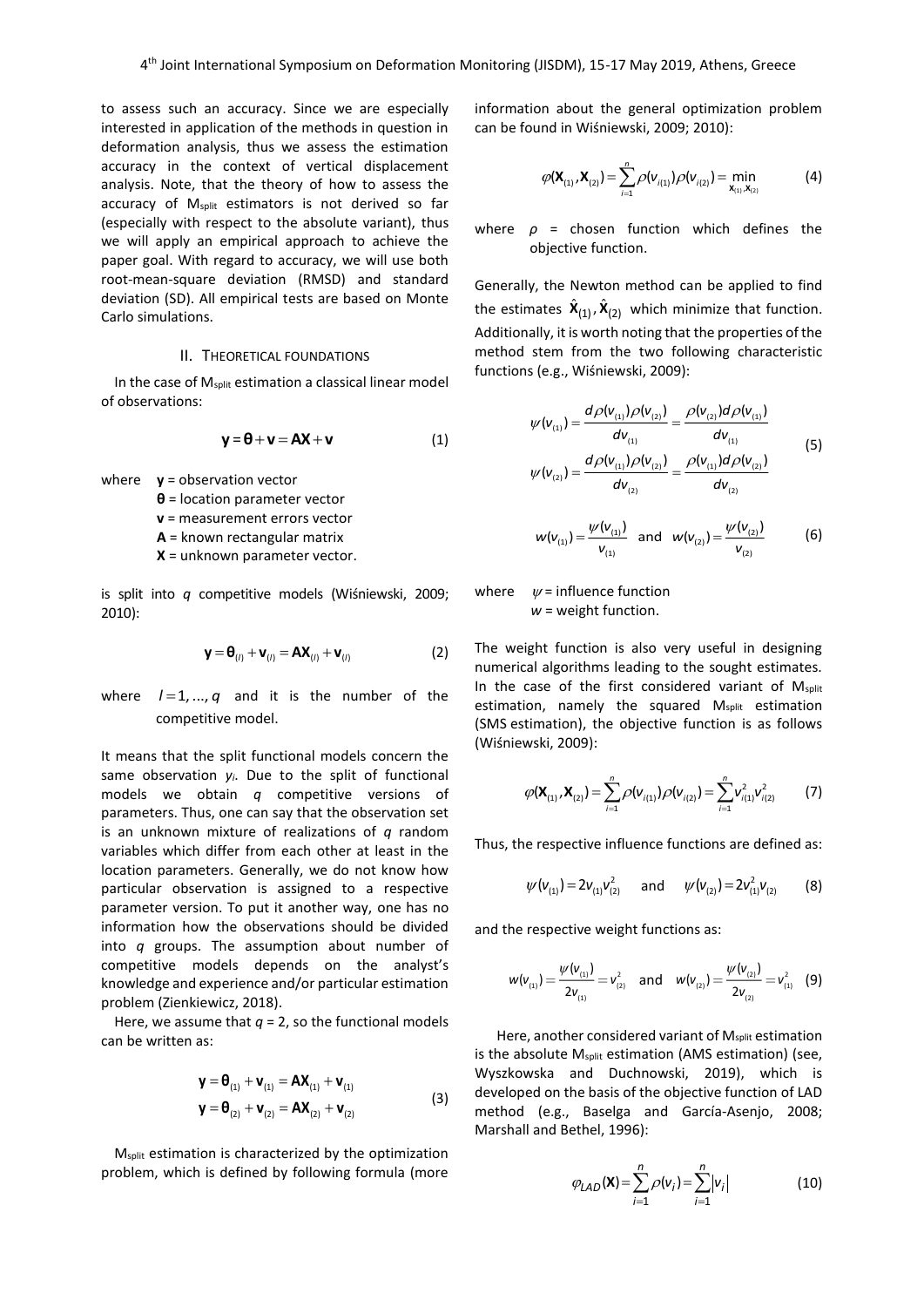to assess such an accuracy. Since we are especially interested in application of the methods in question in deformation analysis, thus we assess the estimation accuracy in the context of vertical displacement analysis. Note, that the theory of how to assess the accuracy of $M_{split}$ estimators is not derived so far (especially with respect to the absolute variant), thus we will apply an empirical approach to achieve the paper goal. With regard to accuracy, we will use both root-mean-square deviation (RMSD) and standard deviation (SD). All empirical tests are based on Monte Carlo simulations.

## II. Theoretical foundations

In the case of $M_{split}$ estimation a classical linear model of observations:

$$\mathbf{y} = \boldsymbol{\theta} + \mathbf{v} = \mathbf{AX} + \mathbf{v} \tag{1}$$

where
- $\mathbf{y}$ = observation vector
- $\boldsymbol{\theta}$ = location parameter vector
- $\mathbf{v}$ = measurement errors vector
- $\mathbf{A}$ = known rectangular matrix
- $\mathbf{X}$ = unknown parameter vector.

is split into $q$ competitive models (Wiśniewski, 2009; 2010):

$$\mathbf{y} = \boldsymbol{\theta}_{(l)} + \mathbf{v}_{(l)} = \mathbf{AX}_{(l)} + \mathbf{v}_{(l)} \tag{2}$$

where $l = 1, ..., q$ and it is the number of the competitive model.

It means that the split functional models concern the same observation $y_i$. Due to the split of functional models we obtain $q$ competitive versions of parameters. Thus, one can say that the observation set is an unknown mixture of realizations of $q$ random variables which differ from each other at least in the location parameters. Generally, we do not know how particular observation is assigned to a respective parameter version. To put it another way, one has no information how the observations should be divided into $q$ groups. The assumption about number of competitive models depends on the analyst's knowledge and experience and/or particular estimation problem (Zienkiewicz, 2018).

Here, we assume that $q = 2$, so the functional models can be written as:

$$\begin{aligned} \mathbf{y} &= \boldsymbol{\theta}_{(1)} + \mathbf{v}_{(1)} = \mathbf{AX}_{(1)} + \mathbf{v}_{(1)} \\ \mathbf{y} &= \boldsymbol{\theta}_{(2)} + \mathbf{v}_{(2)} = \mathbf{AX}_{(2)} + \mathbf{v}_{(2)} \end{aligned} \tag{3}$$

$M_{split}$ estimation is characterized by the optimization problem, which is defined by following formula (more information about the general optimization problem can be found in Wiśniewski, 2009; 2010):

$$\varphi(\mathbf{X}_{(1)}, \mathbf{X}_{(2)}) = \sum_{i=1}^{n} \rho(v_{i(1)})\rho(v_{i(2)}) = \min_{\mathbf{X}_{(1)}, \mathbf{X}_{(2)}} \tag{4}$$

where $\rho$ = chosen function which defines the objective function.

Generally, the Newton method can be applied to find the estimates $\hat{\mathbf{X}}_{(1)}, \hat{\mathbf{X}}_{(2)}$ which minimize that function. Additionally, it is worth noting that the properties of the method stem from the two following characteristic functions (e.g., Wiśniewski, 2009):

$$\begin{aligned} \psi(v_{(1)}) &= \frac{d\rho(v_{(1)})\rho(v_{(2)})}{dv_{(1)}} = \frac{\rho(v_{(2)})d\rho(v_{(1)})}{dv_{(1)}} \\ \psi(v_{(2)}) &= \frac{d\rho(v_{(1)})\rho(v_{(2)})}{dv_{(2)}} = \frac{\rho(v_{(1)})d\rho(v_{(2)})}{dv_{(2)}} \end{aligned} \tag{5}$$

$$w(v_{(1)}) = \frac{\psi(v_{(1)})}{v_{(1)}} \quad \text{and} \quad w(v_{(2)}) = \frac{\psi(v_{(2)})}{v_{(2)}} \tag{6}$$

where
- $\psi$ = influence function
- $w$ = weight function.

The weight function is also very useful in designing numerical algorithms leading to the sought estimates. In the case of the first considered variant of $M_{split}$ estimation, namely the squared $M_{split}$ estimation (SMS estimation), the objective function is as follows (Wiśniewski, 2009):

$$\varphi(\mathbf{X}_{(1)}, \mathbf{X}_{(2)}) = \sum_{i=1}^{n} \rho(v_{i(1)})\rho(v_{i(2)}) = \sum_{i=1}^{n} v_{i(1)}^2 v_{i(2)}^2 \tag{7}$$

Thus, the respective influence functions are defined as:

$$\psi(v_{(1)}) = 2v_{(1)}v_{(2)}^2 \quad \text{and} \quad \psi(v_{(2)}) = 2v_{(1)}^2 v_{(2)} \tag{8}$$

and the respective weight functions as:

$$w(v_{(1)}) = \frac{\psi(v_{(1)})}{2v_{(1)}} = v_{(2)}^2 \quad \text{and} \quad w(v_{(2)}) = \frac{\psi(v_{(2)})}{2v_{(2)}} = v_{(1)}^2 \tag{9}$$

Here, another considered variant of $M_{split}$ estimation is the absolute $M_{split}$ estimation (AMS estimation) (see, Wyszkowska and Duchnowski, 2019), which is developed on the basis of the objective function of LAD method (e.g., Baselga and García-Asenjo, 2008; Marshall and Bethel, 1996):

$$\varphi_{LAD}(\mathbf{X}) = \sum_{i=1}^{n} \rho(v_i) = \sum_{i=1}^{n} |v_i| \tag{10}$$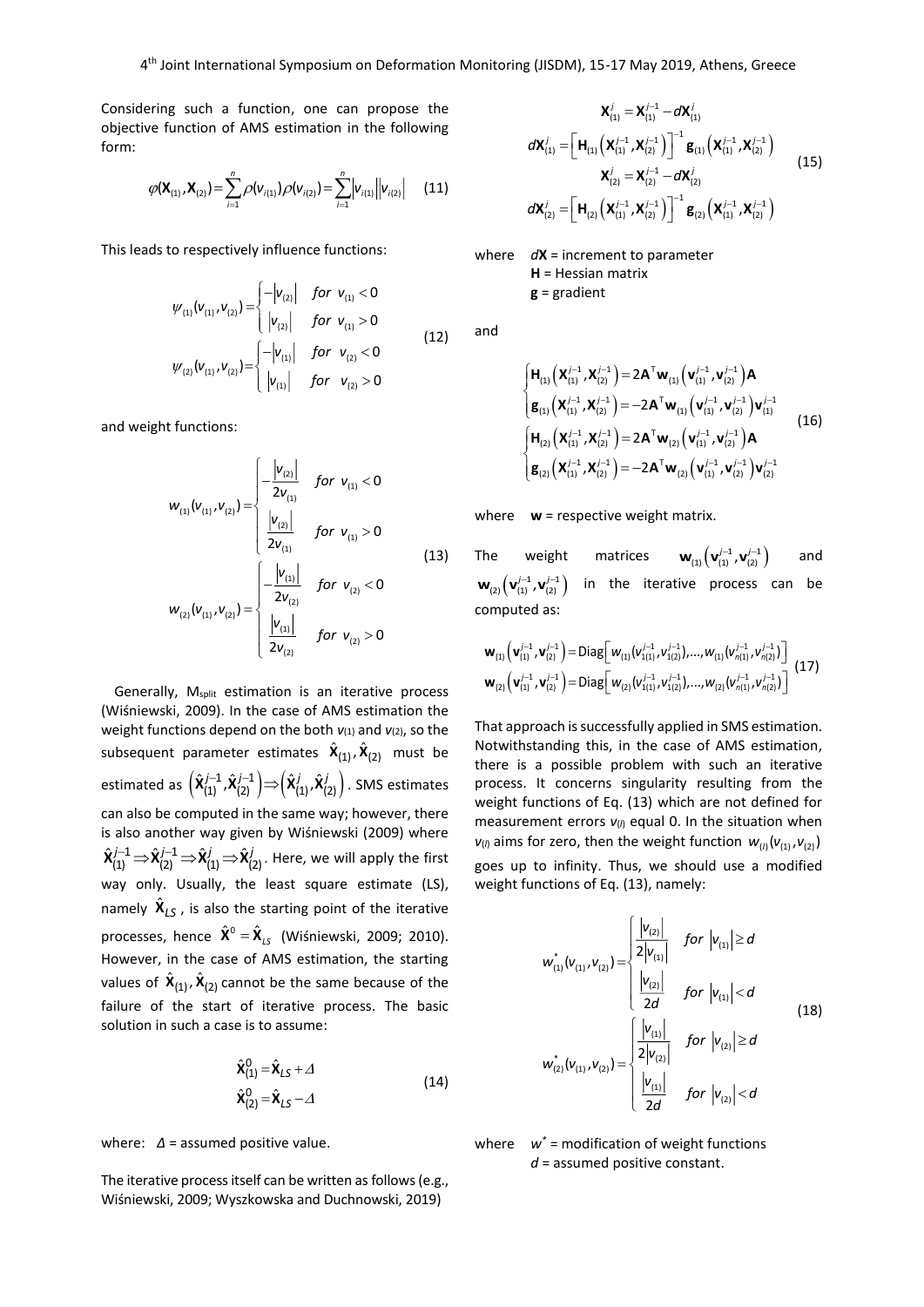Considering such a function, one can propose the objective function of AMS estimation in the following form:

$$\varphi(\mathbf{X}_{(1)},\mathbf{X}_{(2)})=\sum_{i=1}^{n}\rho(v_{i(1)})\rho(v_{i(2)})=\sum_{i=1}^{n}\left|v_{i(1)}\right|\left|v_{i(2)}\right| \tag{11}$$

This leads to respectively influence functions:

$$\begin{aligned}
\psi_{(1)}(v_{(1)},v_{(2)})&=\begin{cases}-\left|v_{(2)}\right| & for\ \ v_{(1)}<0\\ \left|v_{(2)}\right| & for\ \ v_{(1)}>0\end{cases}\\
\psi_{(2)}(v_{(1)},v_{(2)})&=\begin{cases}-\left|v_{(1)}\right| & for\ \ v_{(2)}<0\\ \left|v_{(1)}\right| & for\ \ v_{(2)}>0\end{cases}
\end{aligned} \tag{12}$$

and weight functions:

$$\begin{aligned}
w_{(1)}(v_{(1)},v_{(2)})&=\begin{cases}-\dfrac{\left|v_{(2)}\right|}{2v_{(1)}} & for\ \ v_{(1)}<0\\ \dfrac{\left|v_{(2)}\right|}{2v_{(1)}} & for\ \ v_{(1)}>0\end{cases}\\
w_{(2)}(v_{(1)},v_{(2)})&=\begin{cases}-\dfrac{\left|v_{(1)}\right|}{2v_{(2)}} & for\ \ v_{(2)}<0\\ \dfrac{\left|v_{(1)}\right|}{2v_{(2)}} & for\ \ v_{(2)}>0\end{cases}
\end{aligned} \tag{13}$$

Generally, $M_{split}$ estimation is an iterative process (Wiśniewski, 2009). In the case of AMS estimation the weight functions depend on the both $v_{(1)}$ and $v_{(2)}$, so the subsequent parameter estimates $\hat{\mathbf{X}}_{(1)},\hat{\mathbf{X}}_{(2)}$ must be estimated as $\left(\hat{\mathbf{X}}_{(1)}^{j-1},\hat{\mathbf{X}}_{(2)}^{j-1}\right)\Rightarrow\left(\hat{\mathbf{X}}_{(1)}^{j},\hat{\mathbf{X}}_{(2)}^{j}\right)$. SMS estimates can also be computed in the same way; however, there is also another way given by Wiśniewski (2009) where $\hat{\mathbf{X}}_{(1)}^{j-1}\Rightarrow\hat{\mathbf{X}}_{(2)}^{j-1}\Rightarrow\hat{\mathbf{X}}_{(1)}^{j}\Rightarrow\hat{\mathbf{X}}_{(2)}^{j}$. Here, we will apply the first way only. Usually, the least square estimate (LS), namely $\hat{\mathbf{X}}_{LS}$, is also the starting point of the iterative processes, hence $\hat{\mathbf{X}}^{0}=\hat{\mathbf{X}}_{LS}$ (Wiśniewski, 2009; 2010). However, in the case of AMS estimation, the starting values of $\hat{\mathbf{X}}_{(1)},\hat{\mathbf{X}}_{(2)}$ cannot be the same because of the failure of the start of iterative process. The basic solution in such a case is to assume:

$$\begin{aligned}
\hat{\mathbf{X}}_{(1)}^{0}&=\hat{\mathbf{X}}_{LS}+\Delta\\
\hat{\mathbf{X}}_{(2)}^{0}&=\hat{\mathbf{X}}_{LS}-\Delta
\end{aligned} \tag{14}$$

where: $\Delta$ = assumed positive value.

The iterative process itself can be written as follows (e.g., Wiśniewski, 2009; Wyszkowska and Duchnowski, 2019)

$$\begin{aligned}
\mathbf{X}_{(1)}^{j}&=\mathbf{X}_{(1)}^{j-1}-d\mathbf{X}_{(1)}^{j}\\
d\mathbf{X}_{(1)}^{j}&=\left[\mathbf{H}_{(1)}\left(\mathbf{X}_{(1)}^{j-1},\mathbf{X}_{(2)}^{j-1}\right)\right]^{-1}\mathbf{g}_{(1)}\left(\mathbf{X}_{(1)}^{j-1},\mathbf{X}_{(2)}^{j-1}\right)\\
\mathbf{X}_{(2)}^{j}&=\mathbf{X}_{(2)}^{j-1}-d\mathbf{X}_{(2)}^{j}\\
d\mathbf{X}_{(2)}^{j}&=\left[\mathbf{H}_{(2)}\left(\mathbf{X}_{(1)}^{j-1},\mathbf{X}_{(2)}^{j-1}\right)\right]^{-1}\mathbf{g}_{(2)}\left(\mathbf{X}_{(1)}^{j-1},\mathbf{X}_{(2)}^{j-1}\right)
\end{aligned} \tag{15}$$

where $d\mathbf{X}$ = increment to parameter
$\mathbf{H}$ = Hessian matrix
$\mathbf{g}$ = gradient

and

$$\begin{cases}
\mathbf{H}_{(1)}\left(\mathbf{X}_{(1)}^{j-1},\mathbf{X}_{(2)}^{j-1}\right)=2\mathbf{A}^{\mathrm{T}}\mathbf{w}_{(1)}\left(\mathbf{v}_{(1)}^{j-1},\mathbf{v}_{(2)}^{j-1}\right)\mathbf{A}\\
\mathbf{g}_{(1)}\left(\mathbf{X}_{(1)}^{j-1},\mathbf{X}_{(2)}^{j-1}\right)=-2\mathbf{A}^{\mathrm{T}}\mathbf{w}_{(1)}\left(\mathbf{v}_{(1)}^{j-1},\mathbf{v}_{(2)}^{j-1}\right)\mathbf{v}_{(1)}^{j-1}\\
\mathbf{H}_{(2)}\left(\mathbf{X}_{(1)}^{j-1},\mathbf{X}_{(2)}^{j-1}\right)=2\mathbf{A}^{\mathrm{T}}\mathbf{w}_{(2)}\left(\mathbf{v}_{(1)}^{j-1},\mathbf{v}_{(2)}^{j-1}\right)\mathbf{A}\\
\mathbf{g}_{(2)}\left(\mathbf{X}_{(1)}^{j-1},\mathbf{X}_{(2)}^{j-1}\right)=-2\mathbf{A}^{\mathrm{T}}\mathbf{w}_{(2)}\left(\mathbf{v}_{(1)}^{j-1},\mathbf{v}_{(2)}^{j-1}\right)\mathbf{v}_{(2)}^{j-1}
\end{cases} \tag{16}$$

where $\mathbf{w}$ = respective weight matrix.

The weight matrices $\mathbf{w}_{(1)}\left(\mathbf{v}_{(1)}^{j-1},\mathbf{v}_{(2)}^{j-1}\right)$ and $\mathbf{w}_{(2)}\left(\mathbf{v}_{(1)}^{j-1},\mathbf{v}_{(2)}^{j-1}\right)$ in the iterative process can be computed as:

$$\begin{aligned}
\mathbf{w}_{(1)}\left(\mathbf{v}_{(1)}^{j-1},\mathbf{v}_{(2)}^{j-1}\right)&=\mathrm{Diag}\left[w_{(1)}(v_{1(1)}^{j-1},v_{1(2)}^{j-1}),\ldots,w_{(1)}(v_{n(1)}^{j-1},v_{n(2)}^{j-1})\right]\\
\mathbf{w}_{(2)}\left(\mathbf{v}_{(1)}^{j-1},\mathbf{v}_{(2)}^{j-1}\right)&=\mathrm{Diag}\left[w_{(2)}(v_{1(1)}^{j-1},v_{1(2)}^{j-1}),\ldots,w_{(2)}(v_{n(1)}^{j-1},v_{n(2)}^{j-1})\right]
\end{aligned} \tag{17}$$

That approach is successfully applied in SMS estimation. Notwithstanding this, in the case of AMS estimation, there is a possible problem with such an iterative process. It concerns singularity resulting from the weight functions of Eq. (13) which are not defined for measurement errors $v_{(l)}$ equal 0. In the situation when $v_{(l)}$ aims for zero, then the weight function $w_{(l)}(v_{(1)},v_{(2)})$ goes up to infinity. Thus, we should use a modified weight functions of Eq. (13), namely:

$$\begin{aligned}
w_{(1)}^{*}(v_{(1)},v_{(2)})&=\begin{cases}\dfrac{\left|v_{(2)}\right|}{2\left|v_{(1)}\right|} & for\ \ \left|v_{(1)}\right|\geq d\\ \dfrac{\left|v_{(2)}\right|}{2d} & for\ \ \left|v_{(1)}\right|<d\end{cases}\\
w_{(2)}^{*}(v_{(1)},v_{(2)})&=\begin{cases}\dfrac{\left|v_{(1)}\right|}{2\left|v_{(2)}\right|} & for\ \ \left|v_{(2)}\right|\geq d\\ \dfrac{\left|v_{(1)}\right|}{2d} & for\ \ \left|v_{(2)}\right|<d\end{cases}
\end{aligned} \tag{18}$$

where $w^{*}$ = modification of weight functions
$d$ = assumed positive constant.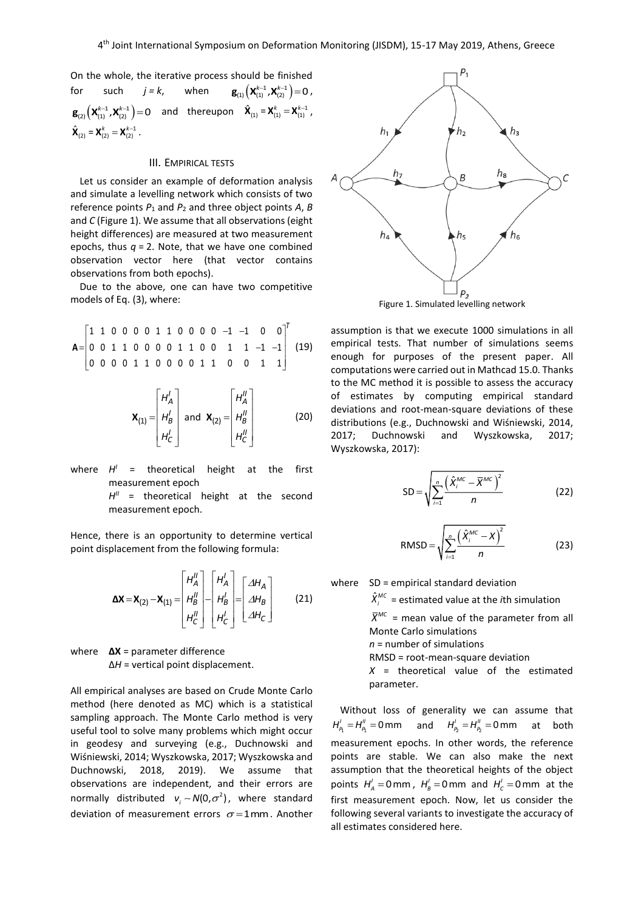On the whole, the iterative process should be finished for such $j = k$, when $\mathbf{g}_{(1)}\left(\mathbf{X}_{(1)}^{k-1}, \mathbf{X}_{(2)}^{k-1}\right) = 0$, $\mathbf{g}_{(2)}\left(\mathbf{X}_{(1)}^{k-1}, \mathbf{X}_{(2)}^{k-1}\right) = 0$ and thereupon $\hat{\mathbf{X}}_{(1)} = \mathbf{X}_{(1)}^{k} = \mathbf{X}_{(1)}^{k-1}$, $\hat{\mathbf{X}}_{(2)} = \mathbf{X}_{(2)}^{k} = \mathbf{X}_{(2)}^{k-1}$.

## III. EMPIRICAL TESTS

Let us consider an example of deformation analysis and simulate a levelling network which consists of two reference points $P_1$ and $P_2$ and three object points $A$, $B$ and $C$ (Figure 1). We assume that all observations (eight height differences) are measured at two measurement epochs, thus $q = 2$. Note, that we have one combined observation vector here (that vector contains observations from both epochs).

Due to the above, one can have two competitive models of Eq. (3), where:

$$\mathbf{A} = \begin{bmatrix} 1 & 1 & 0 & 0 & 0 & 0 & 1 & 1 & 0 & 0 & 0 & 0 & -1 & -1 & 0 & 0 \\ 0 & 0 & 1 & 1 & 0 & 0 & 0 & 0 & 1 & 1 & 0 & 0 & 1 & 1 & -1 & -1 \\ 0 & 0 & 0 & 0 & 1 & 1 & 0 & 0 & 0 & 0 & 1 & 1 & 0 & 0 & 1 & 1 \end{bmatrix}^T \quad (19)$$

$$\mathbf{X}_{(1)} = \begin{bmatrix} H_A^I \\ H_B^I \\ H_C^I \end{bmatrix} \text{ and } \mathbf{X}_{(2)} = \begin{bmatrix} H_A^{II} \\ H_B^{II} \\ H_C^{II} \end{bmatrix} \quad (20)$$

where $H^I$ = theoretical height at the first measurement epoch
$H^{II}$ = theoretical height at the second measurement epoch.

Hence, there is an opportunity to determine vertical point displacement from the following formula:

$$\mathbf{\Delta X} = \mathbf{X}_{(2)} - \mathbf{X}_{(1)} = \begin{bmatrix} H_A^{II} \\ H_B^{II} \\ H_C^{II} \end{bmatrix} - \begin{bmatrix} H_A^{I} \\ H_B^{I} \\ H_C^{I} \end{bmatrix} = \begin{bmatrix} \Delta H_A \\ \Delta H_B \\ \Delta H_C \end{bmatrix} \quad (21)$$

where $\mathbf{\Delta X}$ = parameter difference
$\Delta H$ = vertical point displacement.

All empirical analyses are based on Crude Monte Carlo method (here denoted as MC) which is a statistical sampling approach. The Monte Carlo method is very useful tool to solve many problems which might occur in geodesy and surveying (e.g., Duchnowski and Wiśniewski, 2014; Wyszkowska, 2017; Wyszkowska and Duchnowski, 2018, 2019). We assume that observations are independent, and their errors are normally distributed $v_i \sim N(0, \sigma^2)$, where standard deviation of measurement errors $\sigma = 1\,\text{mm}$. Another assumption is that we execute 1000 simulations in all empirical tests. That number of simulations seems enough for purposes of the present paper. All computations were carried out in Mathcad 15.0. Thanks to the MC method it is possible to assess the accuracy of estimates by computing empirical standard deviations and root-mean-square deviations of these distributions (e.g., Duchnowski and Wiśniewski, 2014, 2017; Duchnowski and Wyszkowska, 2017; Wyszkowska, 2017):

Figure 1. Simulated levelling network

$$\text{SD} = \sqrt{\sum_{i=1}^{n} \frac{\left(\hat{X}_i^{MC} - \bar{X}^{MC}\right)^2}{n}} \quad (22)$$

$$\text{RMSD} = \sqrt{\sum_{i=1}^{n} \frac{\left(\hat{X}_i^{MC} - X\right)^2}{n}} \quad (23)$$

where SD = empirical standard deviation
$\hat{X}_i^{MC}$ = estimated value at the $i$th simulation
$\bar{X}^{MC}$ = mean value of the parameter from all Monte Carlo simulations
$n$ = number of simulations
RMSD = root-mean-square deviation
$X$ = theoretical value of the estimated parameter.

Without loss of generality we can assume that $H_{P_1}^I = H_{P_1}^{II} = 0\,\text{mm}$ and $H_{P_2}^I = H_{P_2}^{II} = 0\,\text{mm}$ at both measurement epochs. In other words, the reference points are stable. We can also make the next assumption that the theoretical heights of the object points $H_A^I = 0\,\text{mm}$, $H_B^I = 0\,\text{mm}$ and $H_C^I = 0\,\text{mm}$ at the first measurement epoch. Now, let us consider the following several variants to investigate the accuracy of all estimates considered here.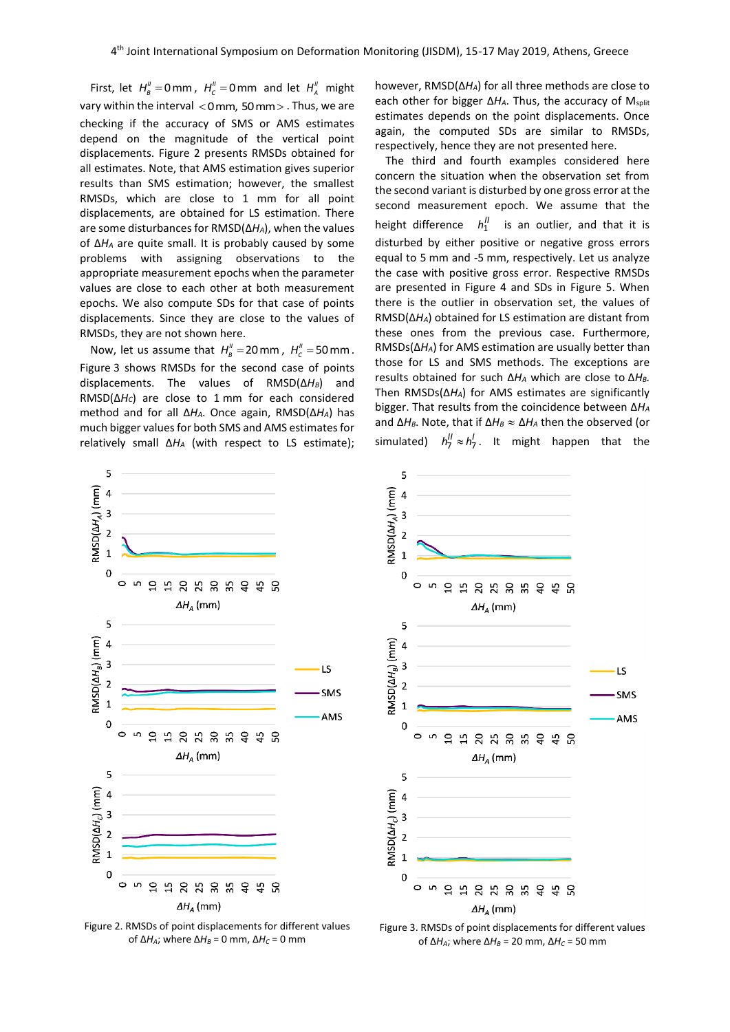First, let $H_B^{II} = 0\,\text{mm}$, $H_C^{II} = 0\,\text{mm}$ and let $H_A^{II}$ might vary within the interval $<0\,\text{mm}, 50\,\text{mm}>$. Thus, we are checking if the accuracy of SMS or AMS estimates depend on the magnitude of the vertical point displacements. Figure 2 presents RMSDs obtained for all estimates. Note, that AMS estimation gives superior results than SMS estimation; however, the smallest RMSDs, which are close to 1 mm for all point displacements, are obtained for LS estimation. There are some disturbances for RMSD($\Delta H_A$), when the values of $\Delta H_A$ are quite small. It is probably caused by some problems with assigning observations to the appropriate measurement epochs when the parameter values are close to each other at both measurement epochs. We also compute SDs for that case of points displacements. Since they are close to the values of RMSDs, they are not shown here.

Now, let us assume that $H_B^{II} = 20\,\text{mm}$, $H_C^{II} = 50\,\text{mm}$. Figure 3 shows RMSDs for the second case of points displacements. The values of RMSD($\Delta H_B$) and RMSD($\Delta H_C$) are close to 1 mm for each considered method and for all $\Delta H_A$. Once again, RMSD($\Delta H_A$) has much bigger values for both SMS and AMS estimates for relatively small $\Delta H_A$ (with respect to LS estimate); however, RMSD($\Delta H_A$) for all three methods are close to each other for bigger $\Delta H_A$. Thus, the accuracy of $M_{split}$ estimates depends on the point displacements. Once again, the computed SDs are similar to RMSDs, respectively, hence they are not presented here.

The third and fourth examples considered here concern the situation when the observation set from the second variant is disturbed by one gross error at the second measurement epoch. We assume that the height difference $h_1^{II}$ is an outlier, and that it is disturbed by either positive or negative gross errors equal to 5 mm and -5 mm, respectively. Let us analyze the case with positive gross error. Respective RMSDs are presented in Figure 4 and SDs in Figure 5. When there is the outlier in observation set, the values of RMSD($\Delta H_A$) obtained for LS estimation are distant from these ones from the previous case. Furthermore, RMSDs($\Delta H_A$) for AMS estimation are usually better than those for LS and SMS methods. The exceptions are results obtained for such $\Delta H_A$ which are close to $\Delta H_B$. Then RMSDs($\Delta H_A$) for AMS estimates are significantly bigger. That results from the coincidence between $\Delta H_A$ and $\Delta H_B$. Note, that if $\Delta H_B \approx \Delta H_A$ then the observed (or simulated) $h_7^{II} \approx h_7^{I}$. It might happen that the

Figure 2. RMSDs of point displacements for different values of $\Delta H_A$; where $\Delta H_B$ = 0 mm, $\Delta H_C$ = 0 mm

Figure 3. RMSDs of point displacements for different values of $\Delta H_A$; where $\Delta H_B$ = 20 mm, $\Delta H_C$ = 50 mm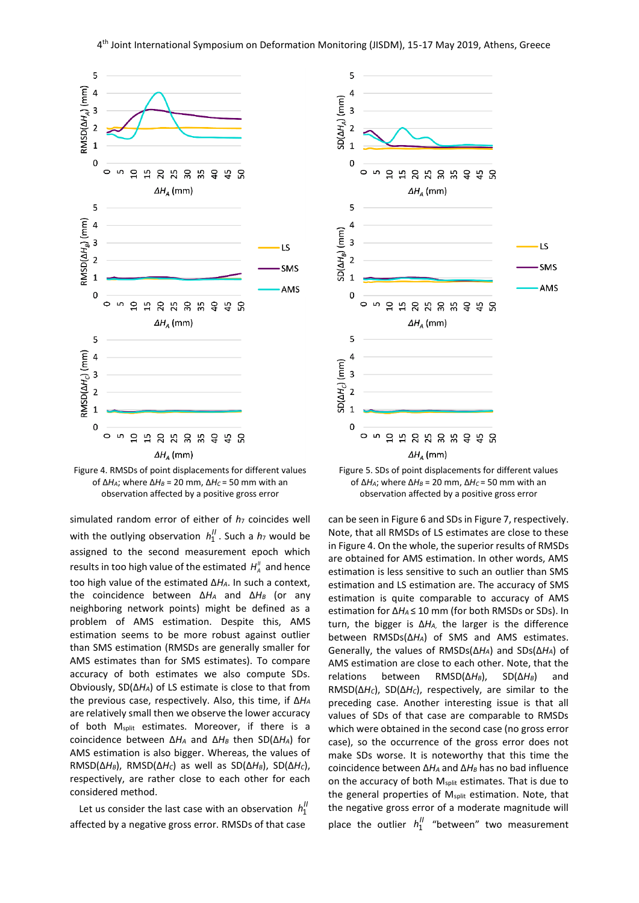Figure 4. RMSDs of point displacements for different values of $\Delta H_A$; where $\Delta H_B$ = 20 mm, $\Delta H_C$ = 50 mm with an observation affected by a positive gross error

Figure 5. SDs of point displacements for different values of $\Delta H_A$; where $\Delta H_B$ = 20 mm, $\Delta H_C$ = 50 mm with an observation affected by a positive gross error

simulated random error of either of $h_7$ coincides well with the outlying observation $h_1^{II}$. Such a $h_7$ would be assigned to the second measurement epoch which results in too high value of the estimated $H_A^{II}$ and hence too high value of the estimated $\Delta H_A$. In such a context, the coincidence between $\Delta H_A$ and $\Delta H_B$ (or any neighboring network points) might be defined as a problem of AMS estimation. Despite this, AMS estimation seems to be more robust against outlier than SMS estimation (RMSDs are generally smaller for AMS estimates than for SMS estimates). To compare accuracy of both estimates we also compute SDs. Obviously, SD($\Delta H_A$) of LS estimate is close to that from the previous case, respectively. Also, this time, if $\Delta H_A$ are relatively small then we observe the lower accuracy of both $M_{split}$ estimates. Moreover, if there is a coincidence between $\Delta H_A$ and $\Delta H_B$ then SD($\Delta H_A$) for AMS estimation is also bigger. Whereas, the values of RMSD($\Delta H_B$), RMSD($\Delta H_C$) as well as SD($\Delta H_B$), SD($\Delta H_C$), respectively, are rather close to each other for each considered method.

Let us consider the last case with an observation $h_1^{II}$ affected by a negative gross error. RMSDs of that case can be seen in Figure 6 and SDs in Figure 7, respectively. Note, that all RMSDs of LS estimates are close to these in Figure 4. On the whole, the superior results of RMSDs are obtained for AMS estimation. In other words, AMS estimation is less sensitive to such an outlier than SMS estimation and LS estimation are. The accuracy of SMS estimation is quite comparable to accuracy of AMS estimation for $\Delta H_A \leq 10$ mm (for both RMSDs or SDs). In turn, the bigger is $\Delta H_A$, the larger is the difference between RMSDs($\Delta H_A$) of SMS and AMS estimates. Generally, the values of RMSDs($\Delta H_A$) and SDs($\Delta H_A$) of AMS estimation are close to each other. Note, that the relations between RMSD($\Delta H_B$), SD($\Delta H_B$) and RMSD($\Delta H_C$), SD($\Delta H_C$), respectively, are similar to the preceding case. Another interesting issue is that all values of SDs of that case are comparable to RMSDs which were obtained in the second case (no gross error case), so the occurrence of the gross error does not make SDs worse. It is noteworthy that this time the coincidence between $\Delta H_A$ and $\Delta H_B$ has no bad influence on the accuracy of both $M_{split}$ estimates. That is due to the general properties of $M_{split}$ estimation. Note, that the negative gross error of a moderate magnitude will place the outlier $h_1^{II}$ "between" two measurement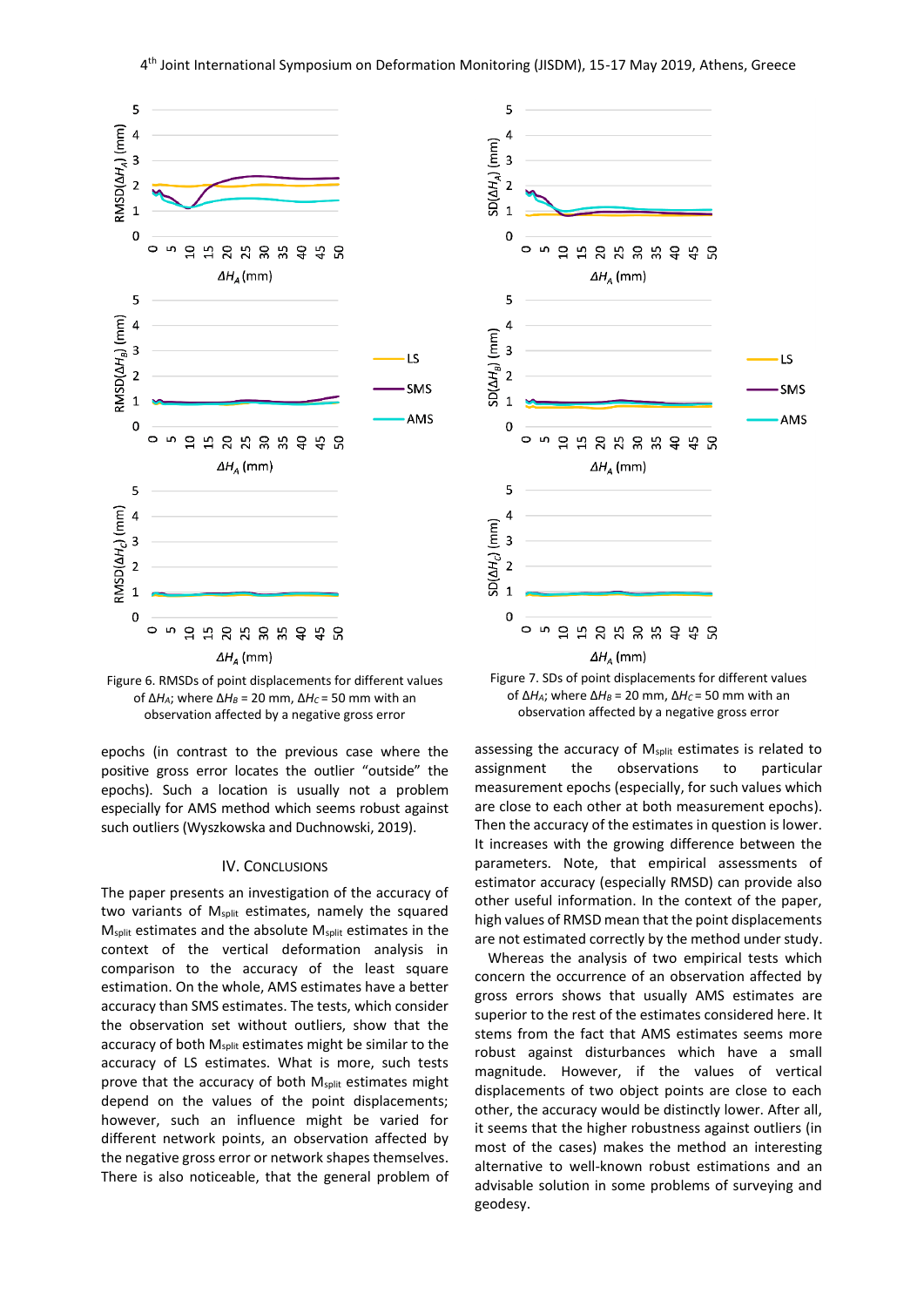Figure 6. RMSDs of point displacements for different values of $\Delta H_A$; where $\Delta H_B$ = 20 mm, $\Delta H_C$ = 50 mm with an observation affected by a negative gross error

Figure 7. SDs of point displacements for different values of $\Delta H_A$; where $\Delta H_B$ = 20 mm, $\Delta H_C$ = 50 mm with an observation affected by a negative gross error

epochs (in contrast to the previous case where the positive gross error locates the outlier "outside" the epochs). Such a location is usually not a problem especially for AMS method which seems robust against such outliers (Wyszkowska and Duchnowski, 2019).

## IV. CONCLUSIONS

The paper presents an investigation of the accuracy of two variants of $M_{split}$ estimates, namely the squared $M_{split}$ estimates and the absolute $M_{split}$ estimates in the context of the vertical deformation analysis in comparison to the accuracy of the least square estimation. On the whole, AMS estimates have a better accuracy than SMS estimates. The tests, which consider the observation set without outliers, show that the accuracy of both $M_{split}$ estimates might be similar to the accuracy of LS estimates. What is more, such tests prove that the accuracy of both $M_{split}$ estimates might depend on the values of the point displacements; however, such an influence might be varied for different network points, an observation affected by the negative gross error or network shapes themselves. There is also noticeable, that the general problem of assessing the accuracy of $M_{split}$ estimates is related to assignment the observations to particular measurement epochs (especially, for such values which are close to each other at both measurement epochs). Then the accuracy of the estimates in question is lower. It increases with the growing difference between the parameters. Note, that empirical assessments of estimator accuracy (especially RMSD) can provide also other useful information. In the context of the paper, high values of RMSD mean that the point displacements are not estimated correctly by the method under study.

Whereas the analysis of two empirical tests which concern the occurrence of an observation affected by gross errors shows that usually AMS estimates are superior to the rest of the estimates considered here. It stems from the fact that AMS estimates seems more robust against disturbances which have a small magnitude. However, if the values of vertical displacements of two object points are close to each other, the accuracy would be distinctly lower. After all, it seems that the higher robustness against outliers (in most of the cases) makes the method an interesting alternative to well-known robust estimations and an advisable solution in some problems of surveying and geodesy.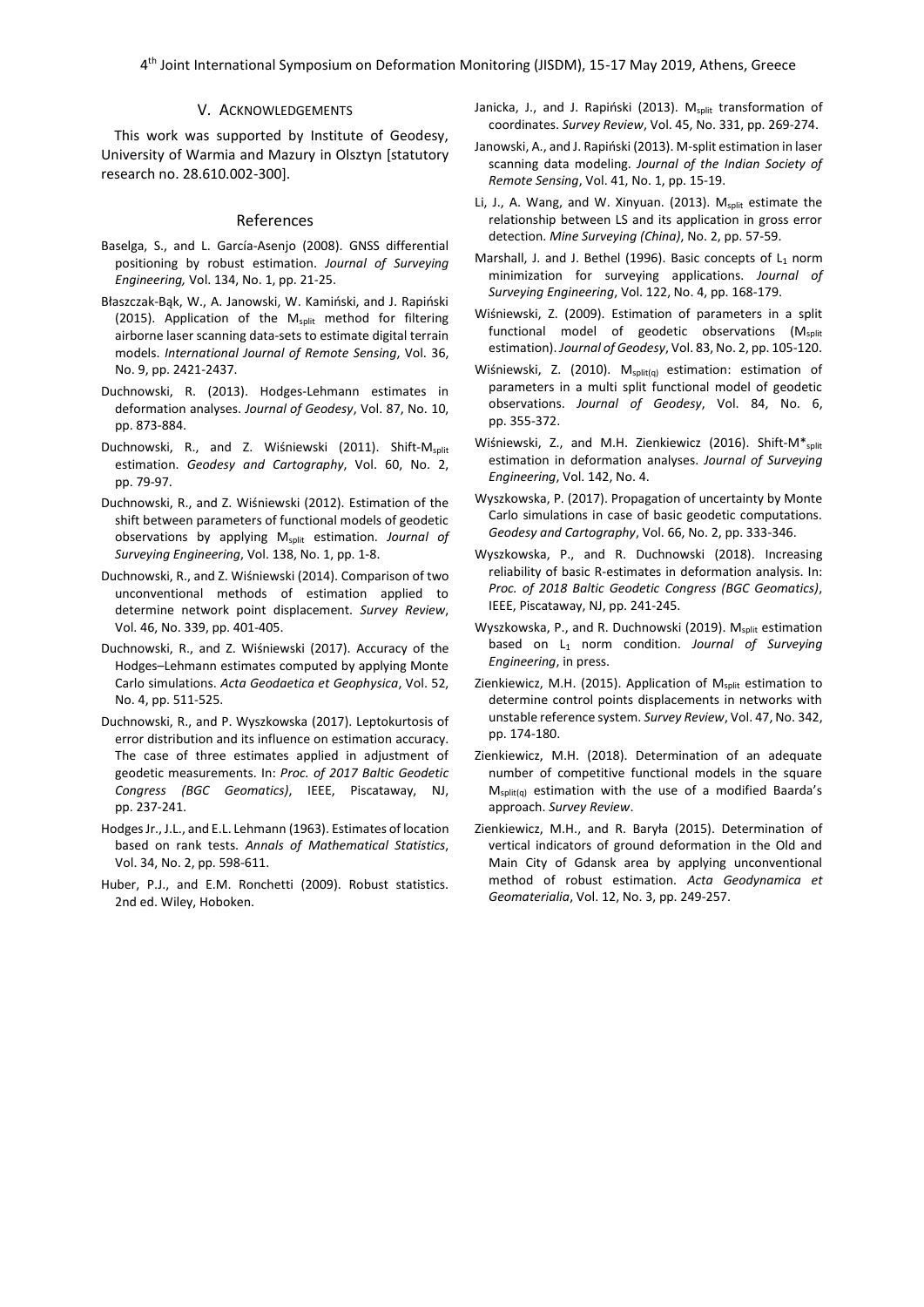## V. Acknowledgements

This work was supported by Institute of Geodesy, University of Warmia and Mazury in Olsztyn [statutory research no. 28.610.002-300].

## References

Baselga, S., and L. García-Asenjo (2008). GNSS differential positioning by robust estimation. *Journal of Surveying Engineering,* Vol. 134, No. 1, pp. 21-25.

Błaszczak-Bąk, W., A. Janowski, W. Kamiński, and J. Rapiński (2015). Application of the $M_{split}$ method for filtering airborne laser scanning data-sets to estimate digital terrain models. *International Journal of Remote Sensing*, Vol. 36, No. 9, pp. 2421-2437.

Duchnowski, R. (2013). Hodges-Lehmann estimates in deformation analyses. *Journal of Geodesy*, Vol. 87, No. 10, pp. 873-884.

Duchnowski, R., and Z. Wiśniewski (2011). Shift-$M_{split}$ estimation. *Geodesy and Cartography*, Vol. 60, No. 2, pp. 79-97.

Duchnowski, R., and Z. Wiśniewski (2012). Estimation of the shift between parameters of functional models of geodetic observations by applying $M_{split}$ estimation. *Journal of Surveying Engineering*, Vol. 138, No. 1, pp. 1-8.

Duchnowski, R., and Z. Wiśniewski (2014). Comparison of two unconventional methods of estimation applied to determine network point displacement. *Survey Review*, Vol. 46, No. 339, pp. 401-405.

Duchnowski, R., and Z. Wiśniewski (2017). Accuracy of the Hodges–Lehmann estimates computed by applying Monte Carlo simulations. *Acta Geodaetica et Geophysica*, Vol. 52, No. 4, pp. 511-525.

Duchnowski, R., and P. Wyszkowska (2017). Leptokurtosis of error distribution and its influence on estimation accuracy. The case of three estimates applied in adjustment of geodetic measurements. In: *Proc. of 2017 Baltic Geodetic Congress (BGC Geomatics)*, IEEE, Piscataway, NJ, pp. 237-241.

Hodges Jr., J.L., and E.L. Lehmann (1963). Estimates of location based on rank tests. *Annals of Mathematical Statistics*, Vol. 34, No. 2, pp. 598-611.

Huber, P.J., and E.M. Ronchetti (2009). Robust statistics. 2nd ed. Wiley, Hoboken.

Janicka, J., and J. Rapiński (2013). $M_{split}$ transformation of coordinates. *Survey Review*, Vol. 45, No. 331, pp. 269-274.

Janowski, A., and J. Rapiński (2013). M-split estimation in laser scanning data modeling. *Journal of the Indian Society of Remote Sensing*, Vol. 41, No. 1, pp. 15-19.

Li, J., A. Wang, and W. Xinyuan. (2013). $M_{split}$ estimate the relationship between LS and its application in gross error detection. *Mine Surveying (China)*, No. 2, pp. 57-59.

Marshall, J. and J. Bethel (1996). Basic concepts of $L_1$ norm minimization for surveying applications. *Journal of Surveying Engineering*, Vol. 122, No. 4, pp. 168-179.

Wiśniewski, Z. (2009). Estimation of parameters in a split functional model of geodetic observations ($M_{split}$ estimation). *Journal of Geodesy*, Vol. 83, No. 2, pp. 105-120.

Wiśniewski, Z. (2010). $M_{split(q)}$ estimation: estimation of parameters in a multi split functional model of geodetic observations. *Journal of Geodesy*, Vol. 84, No. 6, pp. 355-372.

Wiśniewski, Z., and M.H. Zienkiewicz (2016). Shift-$M^*_{split}$ estimation in deformation analyses. *Journal of Surveying Engineering*, Vol. 142, No. 4.

Wyszkowska, P. (2017). Propagation of uncertainty by Monte Carlo simulations in case of basic geodetic computations. *Geodesy and Cartography*, Vol. 66, No. 2, pp. 333-346.

Wyszkowska, P., and R. Duchnowski (2018). Increasing reliability of basic R-estimates in deformation analysis. In: *Proc. of 2018 Baltic Geodetic Congress (BGC Geomatics)*, IEEE, Piscataway, NJ, pp. 241-245.

Wyszkowska, P., and R. Duchnowski (2019). $M_{split}$ estimation based on $L_1$ norm condition. *Journal of Surveying Engineering*, in press.

Zienkiewicz, M.H. (2015). Application of $M_{split}$ estimation to determine control points displacements in networks with unstable reference system. *Survey Review*, Vol. 47, No. 342, pp. 174-180.

Zienkiewicz, M.H. (2018). Determination of an adequate number of competitive functional models in the square $M_{split(q)}$ estimation with the use of a modified Baarda's approach. *Survey Review*.

Zienkiewicz, M.H., and R. Baryła (2015). Determination of vertical indicators of ground deformation in the Old and Main City of Gdansk area by applying unconventional method of robust estimation. *Acta Geodynamica et Geomaterialia*, Vol. 12, No. 3, pp. 249-257.